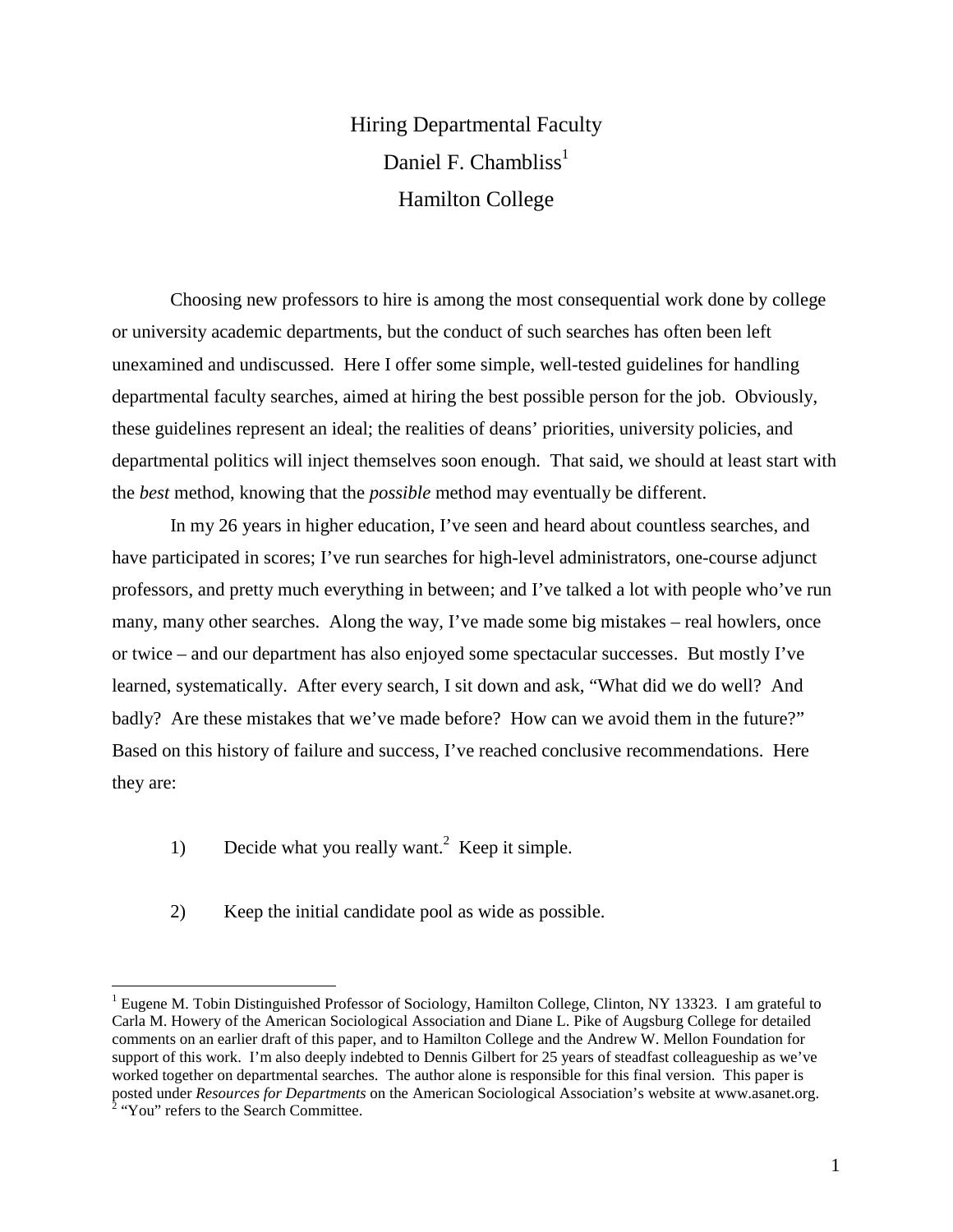# Hiring Departmental Faculty

Daniel F. Chambliss[1]

Hamilton College

Choosing new professors to hire is among the most consequential work done by college or university academic departments, but the conduct of such searches has often been left unexamined and undiscussed. Here I offer some simple, well-tested guidelines for handling departmental faculty searches, aimed at hiring the best possible person for the job. Obviously, these guidelines represent an ideal; the realities of deans' priorities, university policies, and departmental politics will inject themselves soon enough. That said, we should at least start with the *best* method, knowing that the *possible* method may eventually be different.

In my 26 years in higher education, I've seen and heard about countless searches, and have participated in scores; I've run searches for high-level administrators, one-course adjunct professors, and pretty much everything in between; and I've talked a lot with people who've run many, many other searches. Along the way, I've made some big mistakes – real howlers, once or twice – and our department has also enjoyed some spectacular successes. But mostly I've learned, systematically. After every search, I sit down and ask, "What did we do well? And badly? Are these mistakes that we've made before? How can we avoid them in the future?" Based on this history of failure and success, I've reached conclusive recommendations. Here they are:

1) Decide what you really want.[2] Keep it simple.

2) Keep the initial candidate pool as wide as possible.

---

[1] Eugene M. Tobin Distinguished Professor of Sociology, Hamilton College, Clinton, NY 13323. I am grateful to Carla M. Howery of the American Sociological Association and Diane L. Pike of Augsburg College for detailed comments on an earlier draft of this paper, and to Hamilton College and the Andrew W. Mellon Foundation for support of this work. I'm also deeply indebted to Dennis Gilbert for 25 years of steadfast colleagueship as we've worked together on departmental searches. The author alone is responsible for this final version. This paper is posted under *Resources for Departments* on the American Sociological Association's website at www.asanet.org.

[2] "You" refers to the Search Committee.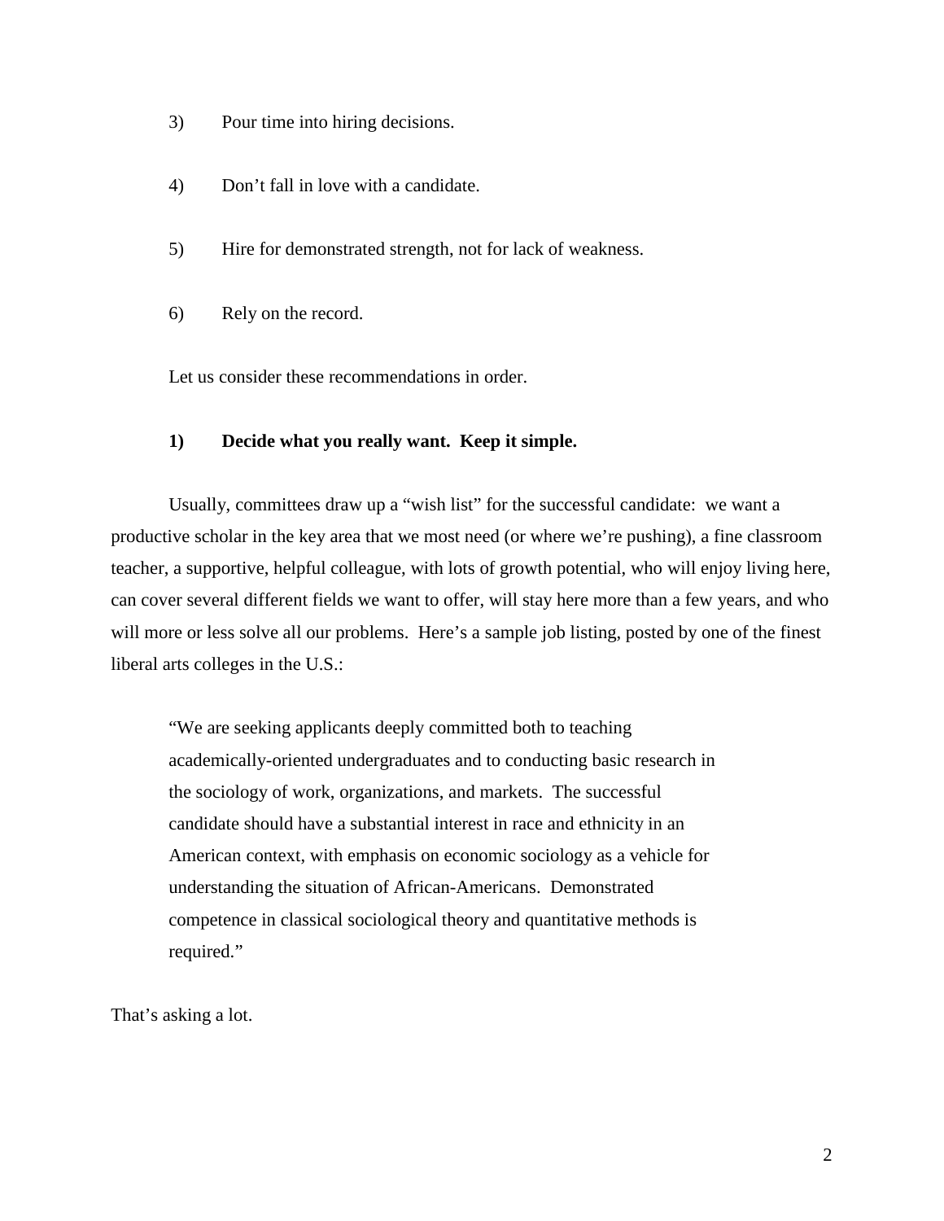3) Pour time into hiring decisions.

4) Don't fall in love with a candidate.

5) Hire for demonstrated strength, not for lack of weakness.

6) Rely on the record.

Let us consider these recommendations in order.

**1) Decide what you really want. Keep it simple.**

Usually, committees draw up a "wish list" for the successful candidate: we want a productive scholar in the key area that we most need (or where we're pushing), a fine classroom teacher, a supportive, helpful colleague, with lots of growth potential, who will enjoy living here, can cover several different fields we want to offer, will stay here more than a few years, and who will more or less solve all our problems. Here's a sample job listing, posted by one of the finest liberal arts colleges in the U.S.:

> "We are seeking applicants deeply committed both to teaching academically-oriented undergraduates and to conducting basic research in the sociology of work, organizations, and markets. The successful candidate should have a substantial interest in race and ethnicity in an American context, with emphasis on economic sociology as a vehicle for understanding the situation of African-Americans. Demonstrated competence in classical sociological theory and quantitative methods is required."

That's asking a lot.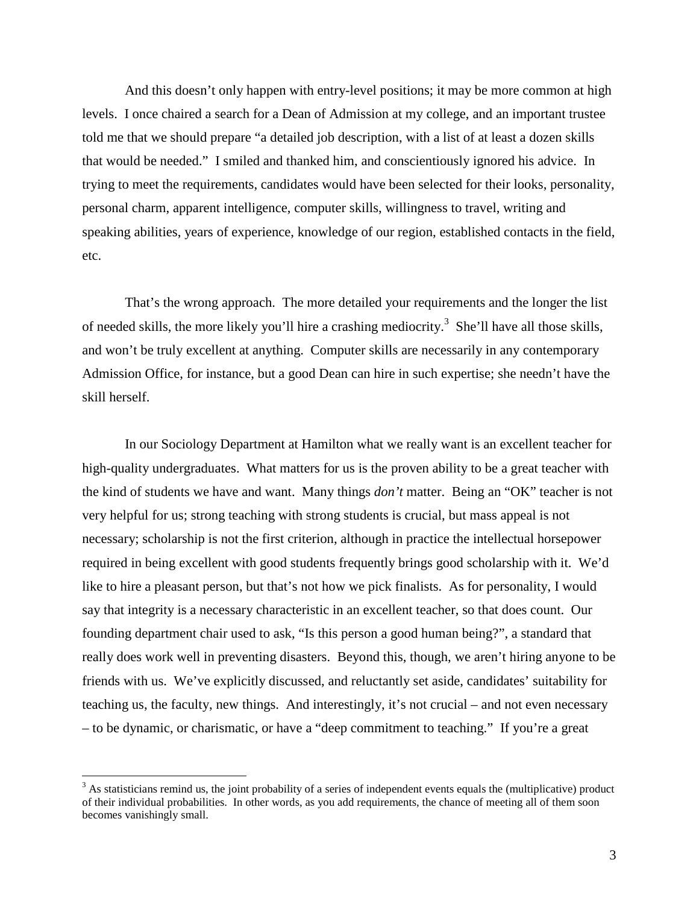And this doesn't only happen with entry-level positions; it may be more common at high levels. I once chaired a search for a Dean of Admission at my college, and an important trustee told me that we should prepare "a detailed job description, with a list of at least a dozen skills that would be needed." I smiled and thanked him, and conscientiously ignored his advice. In trying to meet the requirements, candidates would have been selected for their looks, personality, personal charm, apparent intelligence, computer skills, willingness to travel, writing and speaking abilities, years of experience, knowledge of our region, established contacts in the field, etc.

That's the wrong approach. The more detailed your requirements and the longer the list of needed skills, the more likely you'll hire a crashing mediocrity.[3] She'll have all those skills, and won't be truly excellent at anything. Computer skills are necessarily in any contemporary Admission Office, for instance, but a good Dean can hire in such expertise; she needn't have the skill herself.

In our Sociology Department at Hamilton what we really want is an excellent teacher for high-quality undergraduates. What matters for us is the proven ability to be a great teacher with the kind of students we have and want. Many things *don't* matter. Being an "OK" teacher is not very helpful for us; strong teaching with strong students is crucial, but mass appeal is not necessary; scholarship is not the first criterion, although in practice the intellectual horsepower required in being excellent with good students frequently brings good scholarship with it. We'd like to hire a pleasant person, but that's not how we pick finalists. As for personality, I would say that integrity is a necessary characteristic in an excellent teacher, so that does count. Our founding department chair used to ask, "Is this person a good human being?", a standard that really does work well in preventing disasters. Beyond this, though, we aren't hiring anyone to be friends with us. We've explicitly discussed, and reluctantly set aside, candidates' suitability for teaching us, the faculty, new things. And interestingly, it's not crucial – and not even necessary – to be dynamic, or charismatic, or have a "deep commitment to teaching." If you're a great

[3] As statisticians remind us, the joint probability of a series of independent events equals the (multiplicative) product of their individual probabilities. In other words, as you add requirements, the chance of meeting all of them soon becomes vanishingly small.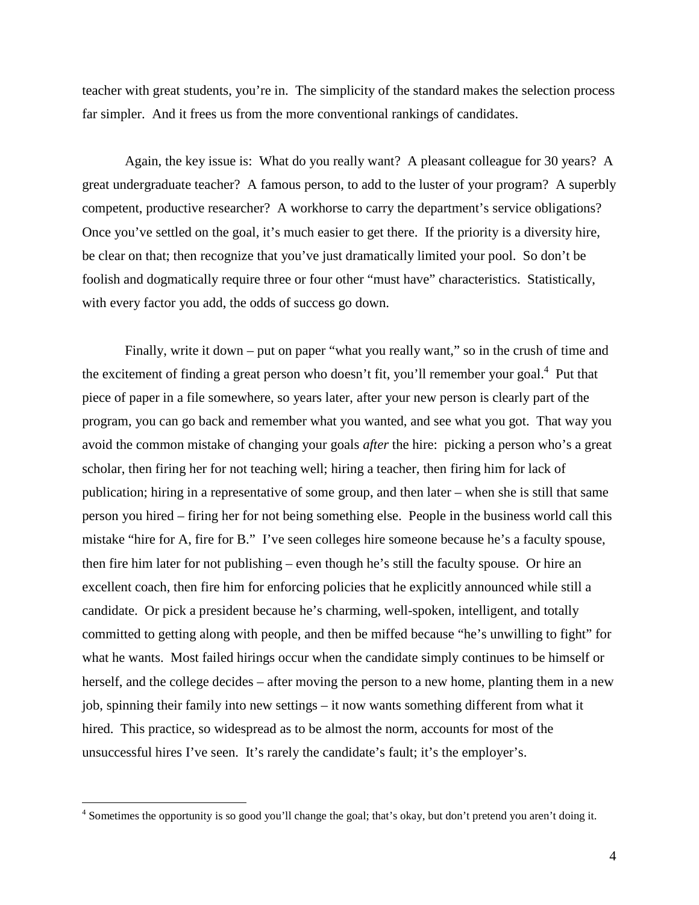teacher with great students, you're in. The simplicity of the standard makes the selection process far simpler. And it frees us from the more conventional rankings of candidates.

Again, the key issue is: What do you really want? A pleasant colleague for 30 years? A great undergraduate teacher? A famous person, to add to the luster of your program? A superbly competent, productive researcher? A workhorse to carry the department's service obligations? Once you've settled on the goal, it's much easier to get there. If the priority is a diversity hire, be clear on that; then recognize that you've just dramatically limited your pool. So don't be foolish and dogmatically require three or four other "must have" characteristics. Statistically, with every factor you add, the odds of success go down.

Finally, write it down – put on paper "what you really want," so in the crush of time and the excitement of finding a great person who doesn't fit, you'll remember your goal.[4] Put that piece of paper in a file somewhere, so years later, after your new person is clearly part of the program, you can go back and remember what you wanted, and see what you got. That way you avoid the common mistake of changing your goals *after* the hire: picking a person who's a great scholar, then firing her for not teaching well; hiring a teacher, then firing him for lack of publication; hiring in a representative of some group, and then later – when she is still that same person you hired – firing her for not being something else. People in the business world call this mistake "hire for A, fire for B." I've seen colleges hire someone because he's a faculty spouse, then fire him later for not publishing – even though he's still the faculty spouse. Or hire an excellent coach, then fire him for enforcing policies that he explicitly announced while still a candidate. Or pick a president because he's charming, well-spoken, intelligent, and totally committed to getting along with people, and then be miffed because "he's unwilling to fight" for what he wants. Most failed hirings occur when the candidate simply continues to be himself or herself, and the college decides – after moving the person to a new home, planting them in a new job, spinning their family into new settings – it now wants something different from what it hired. This practice, so widespread as to be almost the norm, accounts for most of the unsuccessful hires I've seen. It's rarely the candidate's fault; it's the employer's.

---

[4] Sometimes the opportunity is so good you'll change the goal; that's okay, but don't pretend you aren't doing it.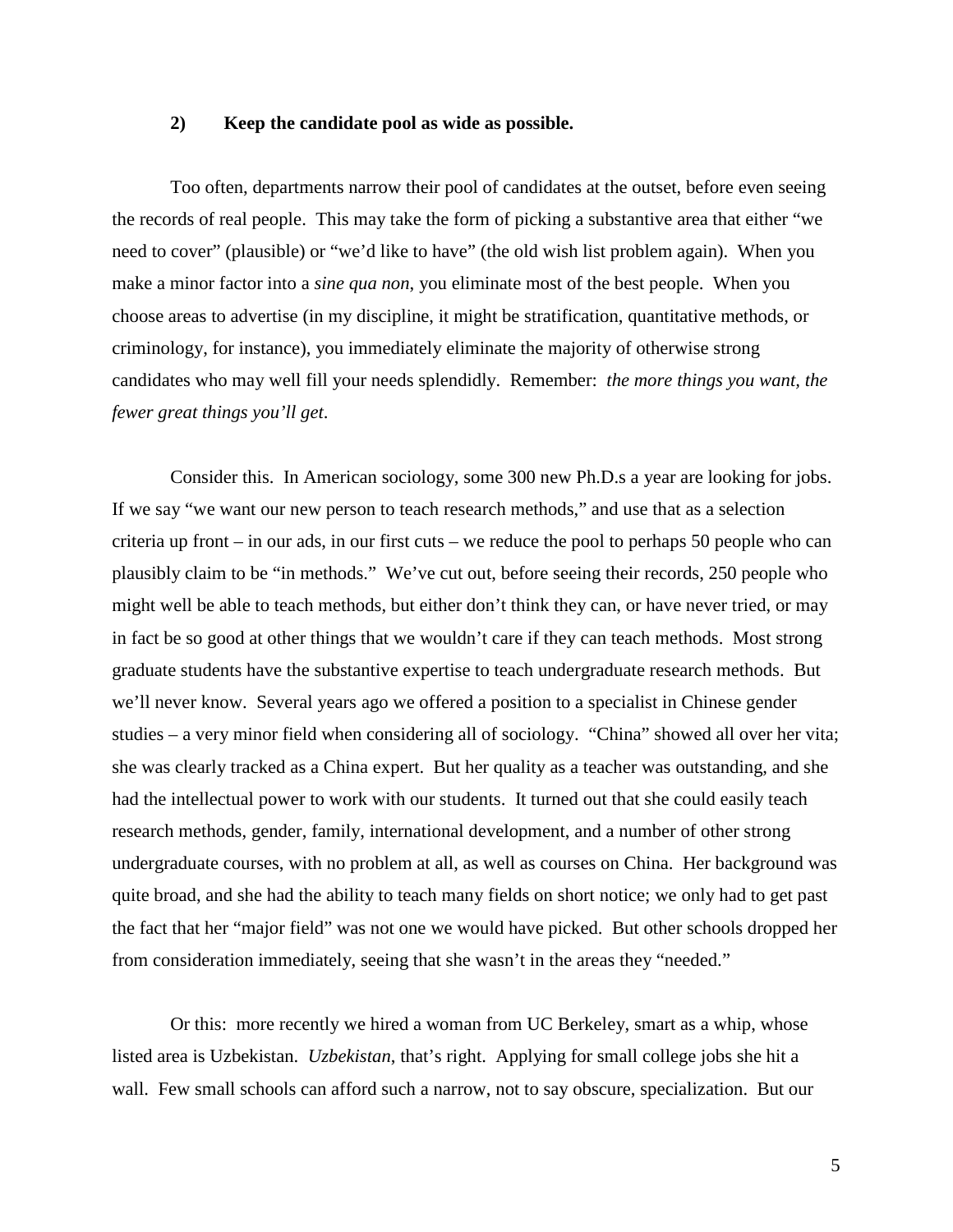**2) Keep the candidate pool as wide as possible.**

Too often, departments narrow their pool of candidates at the outset, before even seeing the records of real people. This may take the form of picking a substantive area that either "we need to cover" (plausible) or "we'd like to have" (the old wish list problem again). When you make a minor factor into a *sine qua non*, you eliminate most of the best people. When you choose areas to advertise (in my discipline, it might be stratification, quantitative methods, or criminology, for instance), you immediately eliminate the majority of otherwise strong candidates who may well fill your needs splendidly. Remember: *the more things you want, the fewer great things you'll get*.

Consider this. In American sociology, some 300 new Ph.D.s a year are looking for jobs. If we say "we want our new person to teach research methods," and use that as a selection criteria up front – in our ads, in our first cuts – we reduce the pool to perhaps 50 people who can plausibly claim to be "in methods." We've cut out, before seeing their records, 250 people who might well be able to teach methods, but either don't think they can, or have never tried, or may in fact be so good at other things that we wouldn't care if they can teach methods. Most strong graduate students have the substantive expertise to teach undergraduate research methods. But we'll never know. Several years ago we offered a position to a specialist in Chinese gender studies – a very minor field when considering all of sociology. "China" showed all over her vita; she was clearly tracked as a China expert. But her quality as a teacher was outstanding, and she had the intellectual power to work with our students. It turned out that she could easily teach research methods, gender, family, international development, and a number of other strong undergraduate courses, with no problem at all, as well as courses on China. Her background was quite broad, and she had the ability to teach many fields on short notice; we only had to get past the fact that her "major field" was not one we would have picked. But other schools dropped her from consideration immediately, seeing that she wasn't in the areas they "needed."

Or this: more recently we hired a woman from UC Berkeley, smart as a whip, whose listed area is Uzbekistan. *Uzbekistan*, that's right. Applying for small college jobs she hit a wall. Few small schools can afford such a narrow, not to say obscure, specialization. But our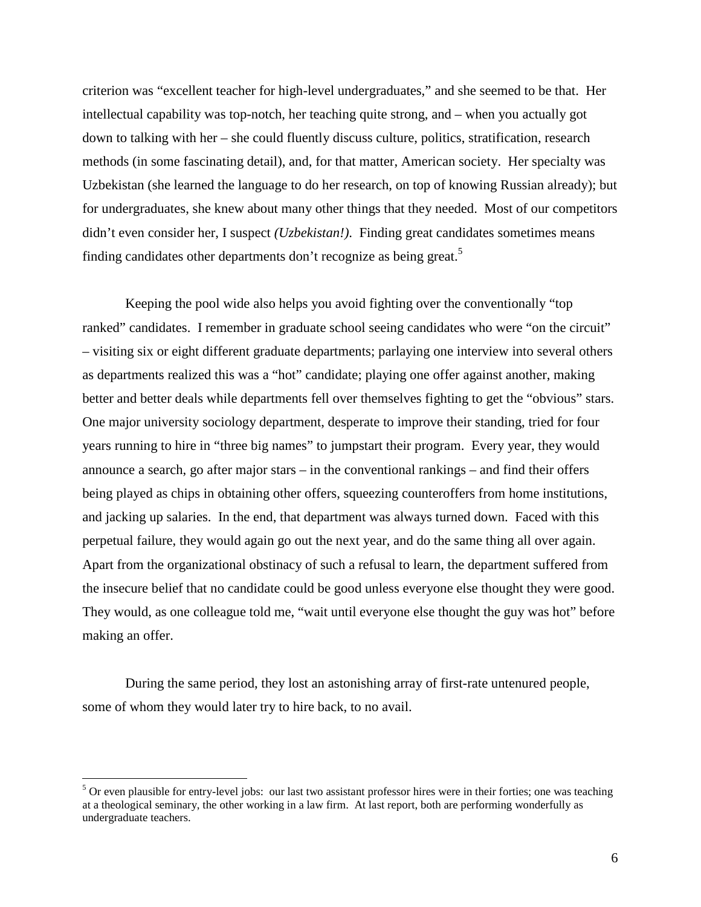criterion was "excellent teacher for high-level undergraduates," and she seemed to be that. Her intellectual capability was top-notch, her teaching quite strong, and – when you actually got down to talking with her – she could fluently discuss culture, politics, stratification, research methods (in some fascinating detail), and, for that matter, American society. Her specialty was Uzbekistan (she learned the language to do her research, on top of knowing Russian already); but for undergraduates, she knew about many other things that they needed. Most of our competitors didn't even consider her, I suspect *(Uzbekistan!)*. Finding great candidates sometimes means finding candidates other departments don't recognize as being great.[5]

Keeping the pool wide also helps you avoid fighting over the conventionally "top ranked" candidates. I remember in graduate school seeing candidates who were "on the circuit" – visiting six or eight different graduate departments; parlaying one interview into several others as departments realized this was a "hot" candidate; playing one offer against another, making better and better deals while departments fell over themselves fighting to get the "obvious" stars. One major university sociology department, desperate to improve their standing, tried for four years running to hire in "three big names" to jumpstart their program. Every year, they would announce a search, go after major stars – in the conventional rankings – and find their offers being played as chips in obtaining other offers, squeezing counteroffers from home institutions, and jacking up salaries. In the end, that department was always turned down. Faced with this perpetual failure, they would again go out the next year, and do the same thing all over again. Apart from the organizational obstinacy of such a refusal to learn, the department suffered from the insecure belief that no candidate could be good unless everyone else thought they were good. They would, as one colleague told me, "wait until everyone else thought the guy was hot" before making an offer.

During the same period, they lost an astonishing array of first-rate untenured people, some of whom they would later try to hire back, to no avail.

[5] Or even plausible for entry-level jobs: our last two assistant professor hires were in their forties; one was teaching at a theological seminary, the other working in a law firm. At last report, both are performing wonderfully as undergraduate teachers.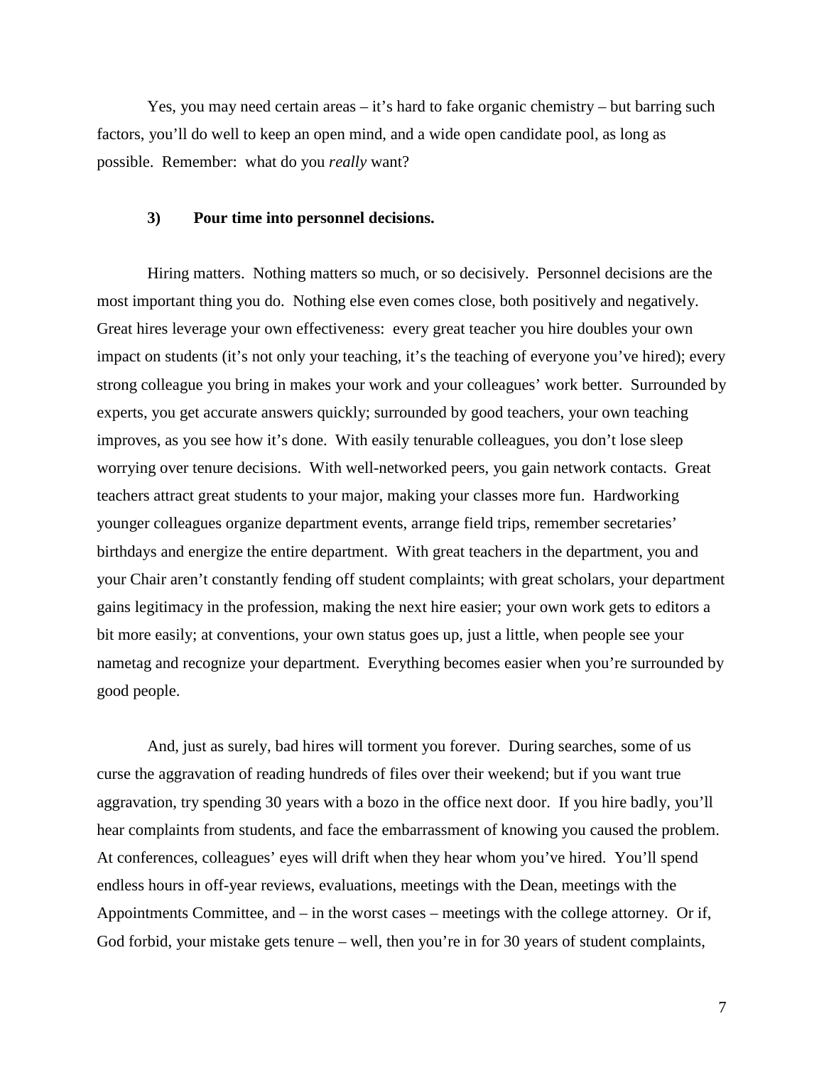Yes, you may need certain areas – it's hard to fake organic chemistry – but barring such factors, you'll do well to keep an open mind, and a wide open candidate pool, as long as possible. Remember: what do you *really* want?

### 3) Pour time into personnel decisions.

Hiring matters. Nothing matters so much, or so decisively. Personnel decisions are the most important thing you do. Nothing else even comes close, both positively and negatively. Great hires leverage your own effectiveness: every great teacher you hire doubles your own impact on students (it's not only your teaching, it's the teaching of everyone you've hired); every strong colleague you bring in makes your work and your colleagues' work better. Surrounded by experts, you get accurate answers quickly; surrounded by good teachers, your own teaching improves, as you see how it's done. With easily tenurable colleagues, you don't lose sleep worrying over tenure decisions. With well-networked peers, you gain network contacts. Great teachers attract great students to your major, making your classes more fun. Hardworking younger colleagues organize department events, arrange field trips, remember secretaries' birthdays and energize the entire department. With great teachers in the department, you and your Chair aren't constantly fending off student complaints; with great scholars, your department gains legitimacy in the profession, making the next hire easier; your own work gets to editors a bit more easily; at conventions, your own status goes up, just a little, when people see your nametag and recognize your department. Everything becomes easier when you're surrounded by good people.

And, just as surely, bad hires will torment you forever. During searches, some of us curse the aggravation of reading hundreds of files over their weekend; but if you want true aggravation, try spending 30 years with a bozo in the office next door. If you hire badly, you'll hear complaints from students, and face the embarrassment of knowing you caused the problem. At conferences, colleagues' eyes will drift when they hear whom you've hired. You'll spend endless hours in off-year reviews, evaluations, meetings with the Dean, meetings with the Appointments Committee, and – in the worst cases – meetings with the college attorney. Or if, God forbid, your mistake gets tenure – well, then you're in for 30 years of student complaints,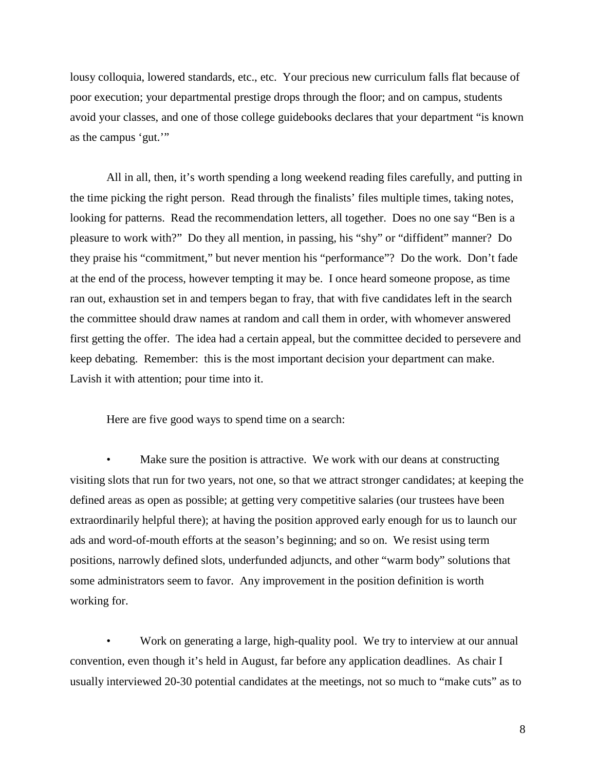lousy colloquia, lowered standards, etc., etc. Your precious new curriculum falls flat because of poor execution; your departmental prestige drops through the floor; and on campus, students avoid your classes, and one of those college guidebooks declares that your department "is known as the campus 'gut.'"

All in all, then, it's worth spending a long weekend reading files carefully, and putting in the time picking the right person. Read through the finalists' files multiple times, taking notes, looking for patterns. Read the recommendation letters, all together. Does no one say "Ben is a pleasure to work with?" Do they all mention, in passing, his "shy" or "diffident" manner? Do they praise his "commitment," but never mention his "performance"? Do the work. Don't fade at the end of the process, however tempting it may be. I once heard someone propose, as time ran out, exhaustion set in and tempers began to fray, that with five candidates left in the search the committee should draw names at random and call them in order, with whomever answered first getting the offer. The idea had a certain appeal, but the committee decided to persevere and keep debating. Remember: this is the most important decision your department can make. Lavish it with attention; pour time into it.

Here are five good ways to spend time on a search:

- Make sure the position is attractive. We work with our deans at constructing visiting slots that run for two years, not one, so that we attract stronger candidates; at keeping the defined areas as open as possible; at getting very competitive salaries (our trustees have been extraordinarily helpful there); at having the position approved early enough for us to launch our ads and word-of-mouth efforts at the season's beginning; and so on. We resist using term positions, narrowly defined slots, underfunded adjuncts, and other "warm body" solutions that some administrators seem to favor. Any improvement in the position definition is worth working for.

- Work on generating a large, high-quality pool. We try to interview at our annual convention, even though it's held in August, far before any application deadlines. As chair I usually interviewed 20-30 potential candidates at the meetings, not so much to "make cuts" as to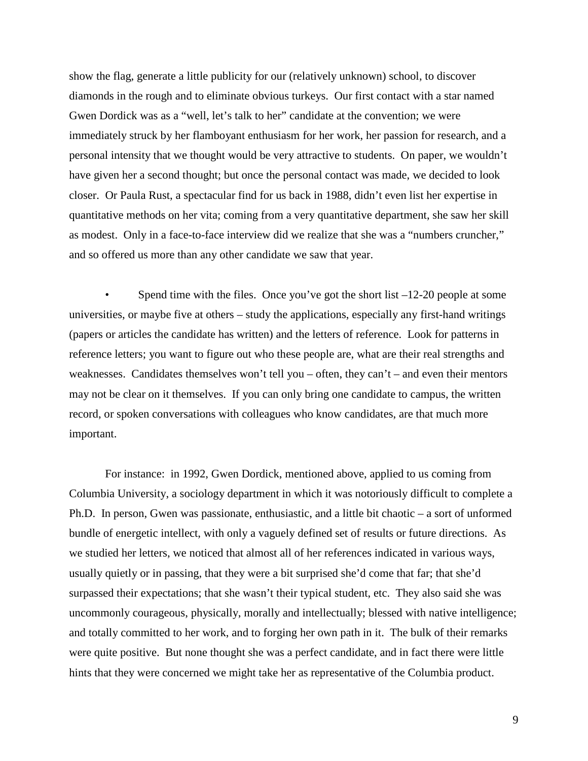show the flag, generate a little publicity for our (relatively unknown) school, to discover diamonds in the rough and to eliminate obvious turkeys. Our first contact with a star named Gwen Dordick was as a "well, let's talk to her" candidate at the convention; we were immediately struck by her flamboyant enthusiasm for her work, her passion for research, and a personal intensity that we thought would be very attractive to students. On paper, we wouldn't have given her a second thought; but once the personal contact was made, we decided to look closer. Or Paula Rust, a spectacular find for us back in 1988, didn't even list her expertise in quantitative methods on her vita; coming from a very quantitative department, she saw her skill as modest. Only in a face-to-face interview did we realize that she was a "numbers cruncher," and so offered us more than any other candidate we saw that year.

- Spend time with the files. Once you've got the short list –12-20 people at some universities, or maybe five at others – study the applications, especially any first-hand writings (papers or articles the candidate has written) and the letters of reference. Look for patterns in reference letters; you want to figure out who these people are, what are their real strengths and weaknesses. Candidates themselves won't tell you – often, they can't – and even their mentors may not be clear on it themselves. If you can only bring one candidate to campus, the written record, or spoken conversations with colleagues who know candidates, are that much more important.

For instance: in 1992, Gwen Dordick, mentioned above, applied to us coming from Columbia University, a sociology department in which it was notoriously difficult to complete a Ph.D. In person, Gwen was passionate, enthusiastic, and a little bit chaotic – a sort of unformed bundle of energetic intellect, with only a vaguely defined set of results or future directions. As we studied her letters, we noticed that almost all of her references indicated in various ways, usually quietly or in passing, that they were a bit surprised she'd come that far; that she'd surpassed their expectations; that she wasn't their typical student, etc. They also said she was uncommonly courageous, physically, morally and intellectually; blessed with native intelligence; and totally committed to her work, and to forging her own path in it. The bulk of their remarks were quite positive. But none thought she was a perfect candidate, and in fact there were little hints that they were concerned we might take her as representative of the Columbia product.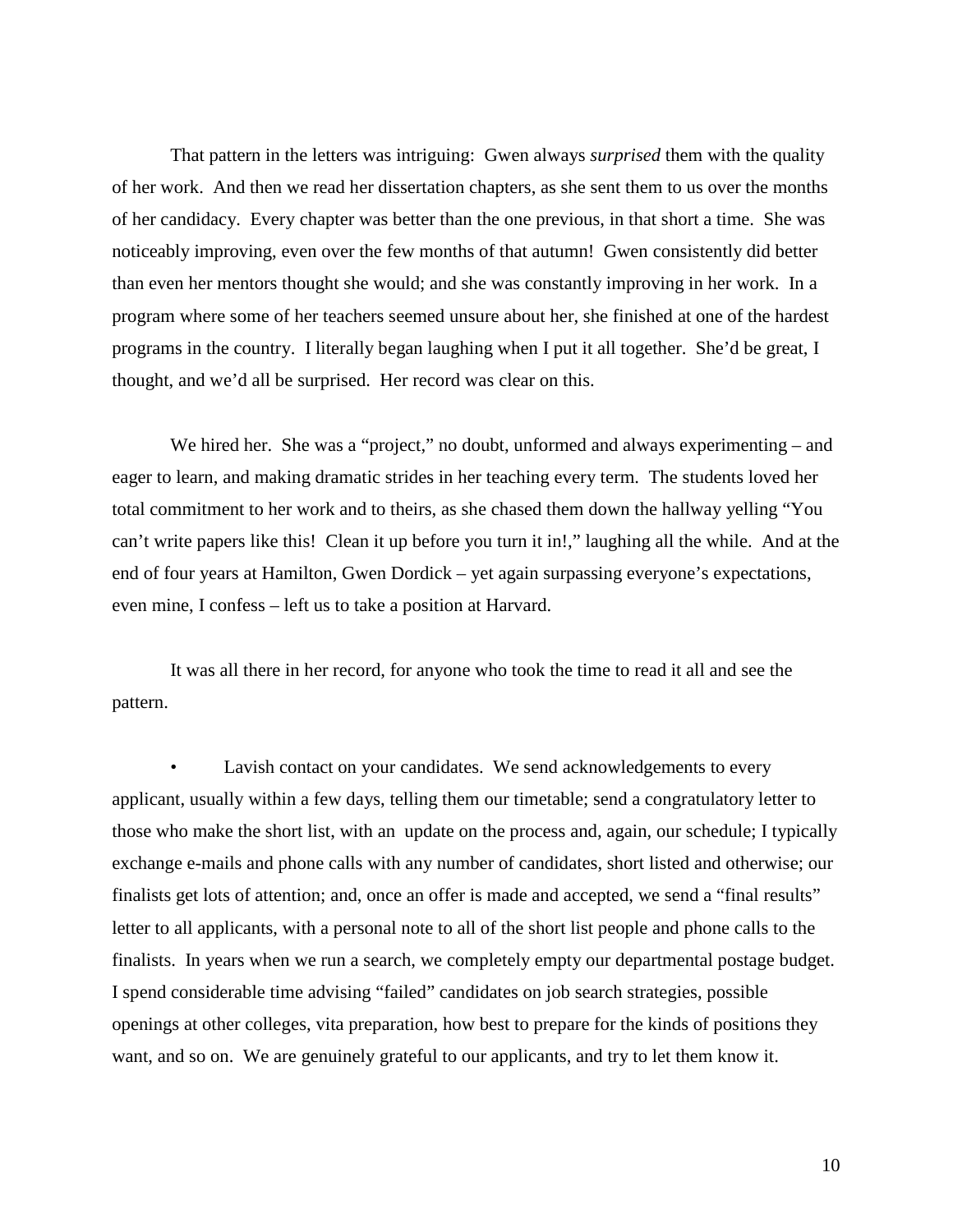That pattern in the letters was intriguing: Gwen always *surprised* them with the quality of her work. And then we read her dissertation chapters, as she sent them to us over the months of her candidacy. Every chapter was better than the one previous, in that short a time. She was noticeably improving, even over the few months of that autumn! Gwen consistently did better than even her mentors thought she would; and she was constantly improving in her work. In a program where some of her teachers seemed unsure about her, she finished at one of the hardest programs in the country. I literally began laughing when I put it all together. She'd be great, I thought, and we'd all be surprised. Her record was clear on this.

We hired her. She was a "project," no doubt, unformed and always experimenting – and eager to learn, and making dramatic strides in her teaching every term. The students loved her total commitment to her work and to theirs, as she chased them down the hallway yelling "You can't write papers like this! Clean it up before you turn it in!," laughing all the while. And at the end of four years at Hamilton, Gwen Dordick – yet again surpassing everyone's expectations, even mine, I confess – left us to take a position at Harvard.

It was all there in her record, for anyone who took the time to read it all and see the pattern.

- Lavish contact on your candidates. We send acknowledgements to every applicant, usually within a few days, telling them our timetable; send a congratulatory letter to those who make the short list, with an update on the process and, again, our schedule; I typically exchange e-mails and phone calls with any number of candidates, short listed and otherwise; our finalists get lots of attention; and, once an offer is made and accepted, we send a "final results" letter to all applicants, with a personal note to all of the short list people and phone calls to the finalists. In years when we run a search, we completely empty our departmental postage budget. I spend considerable time advising "failed" candidates on job search strategies, possible openings at other colleges, vita preparation, how best to prepare for the kinds of positions they want, and so on. We are genuinely grateful to our applicants, and try to let them know it.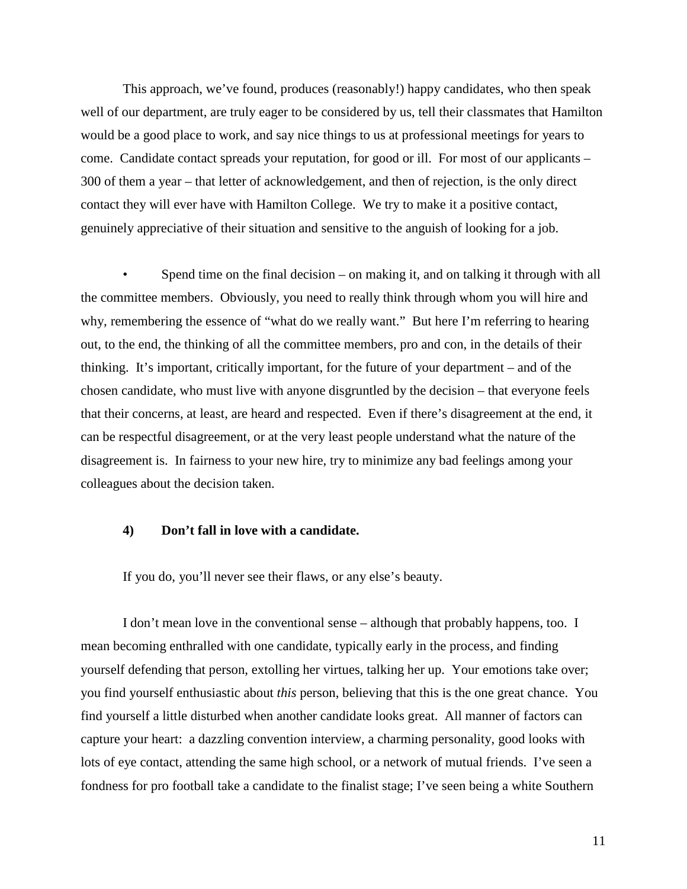This approach, we've found, produces (reasonably!) happy candidates, who then speak well of our department, are truly eager to be considered by us, tell their classmates that Hamilton would be a good place to work, and say nice things to us at professional meetings for years to come. Candidate contact spreads your reputation, for good or ill. For most of our applicants – 300 of them a year – that letter of acknowledgement, and then of rejection, is the only direct contact they will ever have with Hamilton College. We try to make it a positive contact, genuinely appreciative of their situation and sensitive to the anguish of looking for a job.

- Spend time on the final decision – on making it, and on talking it through with all the committee members. Obviously, you need to really think through whom you will hire and why, remembering the essence of "what do we really want." But here I'm referring to hearing out, to the end, the thinking of all the committee members, pro and con, in the details of their thinking. It's important, critically important, for the future of your department – and of the chosen candidate, who must live with anyone disgruntled by the decision – that everyone feels that their concerns, at least, are heard and respected. Even if there's disagreement at the end, it can be respectful disagreement, or at the very least people understand what the nature of the disagreement is. In fairness to your new hire, try to minimize any bad feelings among your colleagues about the decision taken.

**4) Don't fall in love with a candidate.**

If you do, you'll never see their flaws, or any else's beauty.

I don't mean love in the conventional sense – although that probably happens, too. I mean becoming enthralled with one candidate, typically early in the process, and finding yourself defending that person, extolling her virtues, talking her up. Your emotions take over; you find yourself enthusiastic about *this* person, believing that this is the one great chance. You find yourself a little disturbed when another candidate looks great. All manner of factors can capture your heart: a dazzling convention interview, a charming personality, good looks with lots of eye contact, attending the same high school, or a network of mutual friends. I've seen a fondness for pro football take a candidate to the finalist stage; I've seen being a white Southern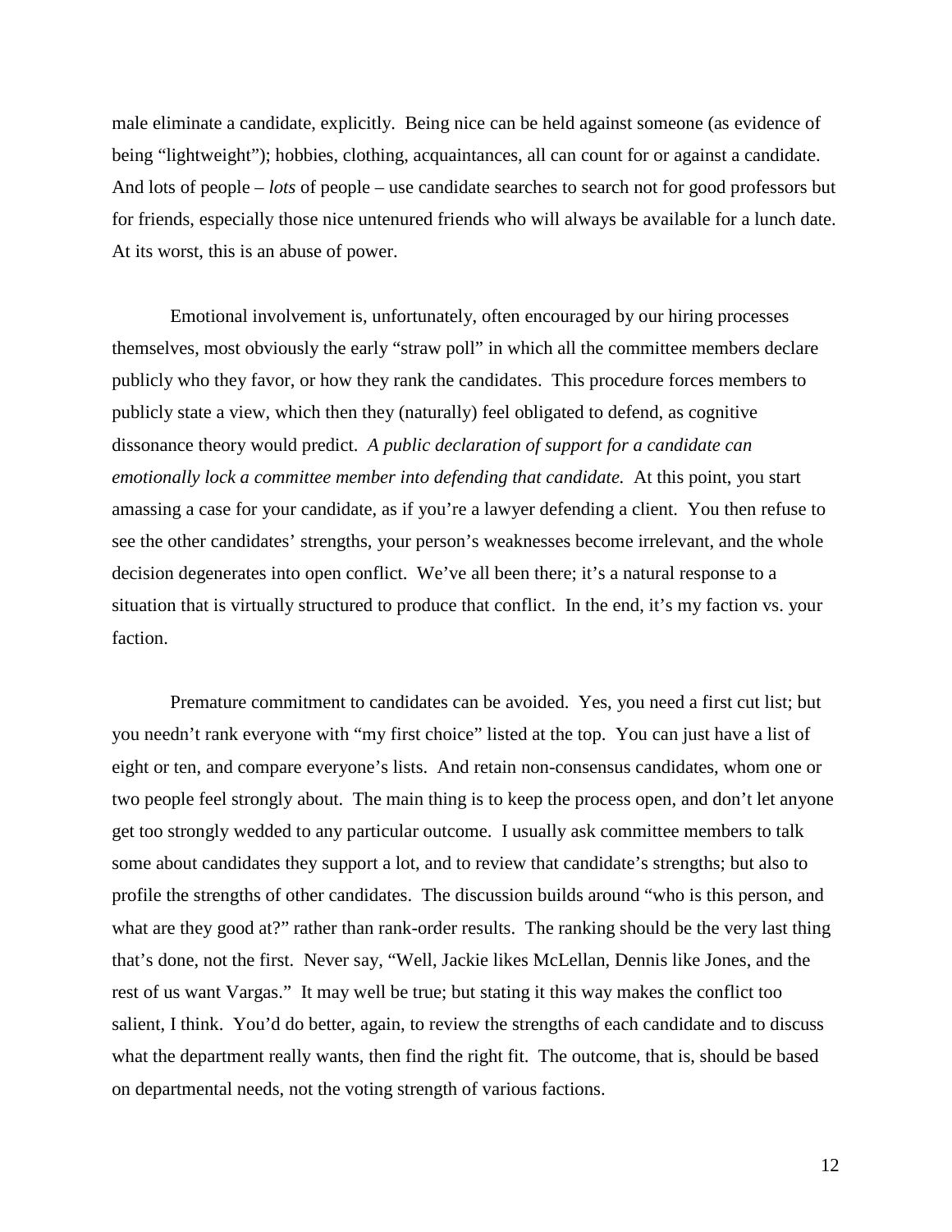male eliminate a candidate, explicitly. Being nice can be held against someone (as evidence of being "lightweight"); hobbies, clothing, acquaintances, all can count for or against a candidate. And lots of people – *lots* of people – use candidate searches to search not for good professors but for friends, especially those nice untenured friends who will always be available for a lunch date. At its worst, this is an abuse of power.

Emotional involvement is, unfortunately, often encouraged by our hiring processes themselves, most obviously the early "straw poll" in which all the committee members declare publicly who they favor, or how they rank the candidates. This procedure forces members to publicly state a view, which then they (naturally) feel obligated to defend, as cognitive dissonance theory would predict. *A public declaration of support for a candidate can emotionally lock a committee member into defending that candidate.* At this point, you start amassing a case for your candidate, as if you're a lawyer defending a client. You then refuse to see the other candidates' strengths, your person's weaknesses become irrelevant, and the whole decision degenerates into open conflict. We've all been there; it's a natural response to a situation that is virtually structured to produce that conflict. In the end, it's my faction vs. your faction.

Premature commitment to candidates can be avoided. Yes, you need a first cut list; but you needn't rank everyone with "my first choice" listed at the top. You can just have a list of eight or ten, and compare everyone's lists. And retain non-consensus candidates, whom one or two people feel strongly about. The main thing is to keep the process open, and don't let anyone get too strongly wedded to any particular outcome. I usually ask committee members to talk some about candidates they support a lot, and to review that candidate's strengths; but also to profile the strengths of other candidates. The discussion builds around "who is this person, and what are they good at?" rather than rank-order results. The ranking should be the very last thing that's done, not the first. Never say, "Well, Jackie likes McLellan, Dennis like Jones, and the rest of us want Vargas." It may well be true; but stating it this way makes the conflict too salient, I think. You'd do better, again, to review the strengths of each candidate and to discuss what the department really wants, then find the right fit. The outcome, that is, should be based on departmental needs, not the voting strength of various factions.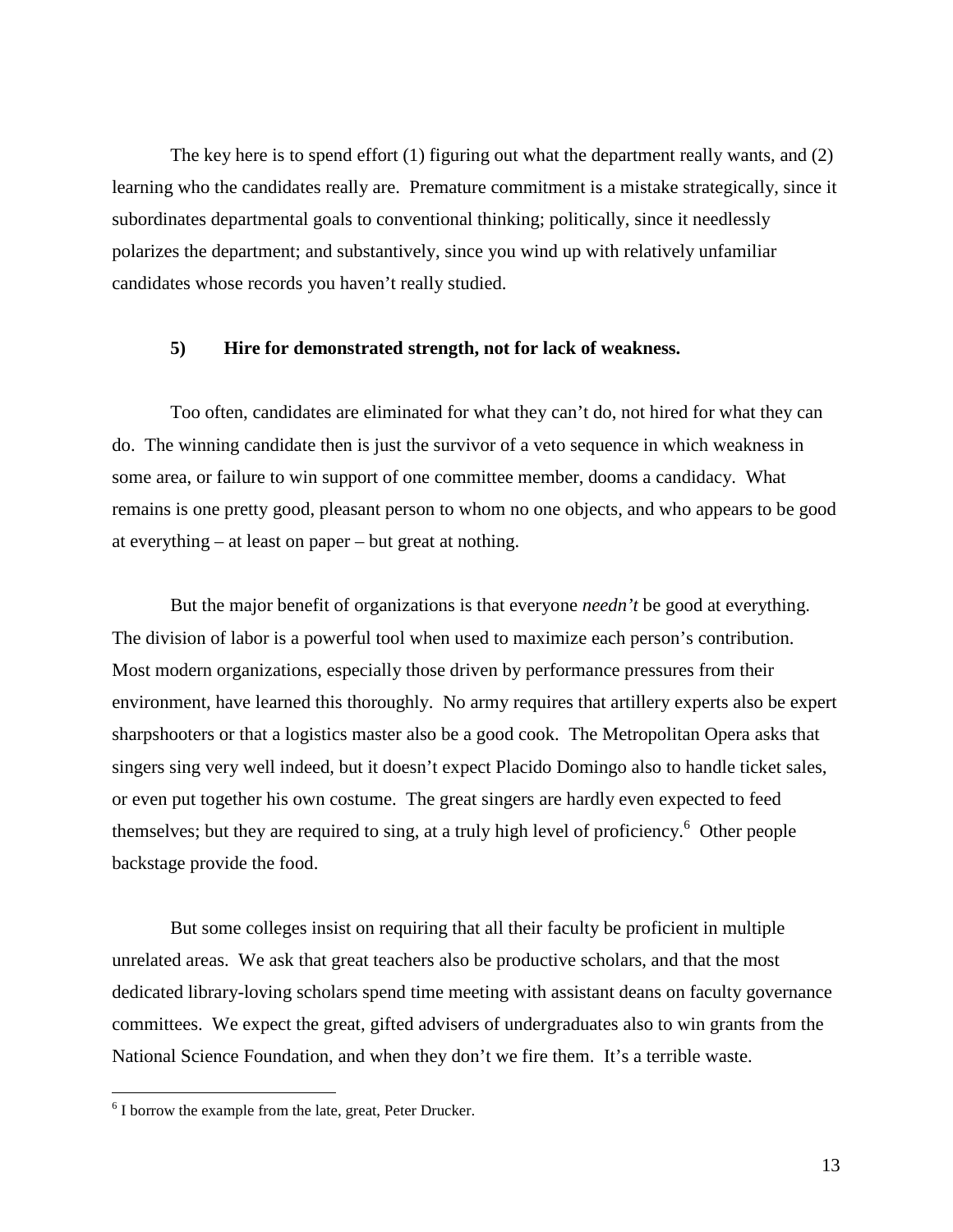The key here is to spend effort (1) figuring out what the department really wants, and (2) learning who the candidates really are. Premature commitment is a mistake strategically, since it subordinates departmental goals to conventional thinking; politically, since it needlessly polarizes the department; and substantively, since you wind up with relatively unfamiliar candidates whose records you haven't really studied.

### 5) Hire for demonstrated strength, not for lack of weakness.

Too often, candidates are eliminated for what they can't do, not hired for what they can do. The winning candidate then is just the survivor of a veto sequence in which weakness in some area, or failure to win support of one committee member, dooms a candidacy. What remains is one pretty good, pleasant person to whom no one objects, and who appears to be good at everything – at least on paper – but great at nothing.

But the major benefit of organizations is that everyone *needn't* be good at everything. The division of labor is a powerful tool when used to maximize each person's contribution. Most modern organizations, especially those driven by performance pressures from their environment, have learned this thoroughly. No army requires that artillery experts also be expert sharpshooters or that a logistics master also be a good cook. The Metropolitan Opera asks that singers sing very well indeed, but it doesn't expect Placido Domingo also to handle ticket sales, or even put together his own costume. The great singers are hardly even expected to feed themselves; but they are required to sing, at a truly high level of proficiency.[6] Other people backstage provide the food.

But some colleges insist on requiring that all their faculty be proficient in multiple unrelated areas. We ask that great teachers also be productive scholars, and that the most dedicated library-loving scholars spend time meeting with assistant deans on faculty governance committees. We expect the great, gifted advisers of undergraduates also to win grants from the National Science Foundation, and when they don't we fire them. It's a terrible waste.

---

[6] I borrow the example from the late, great, Peter Drucker.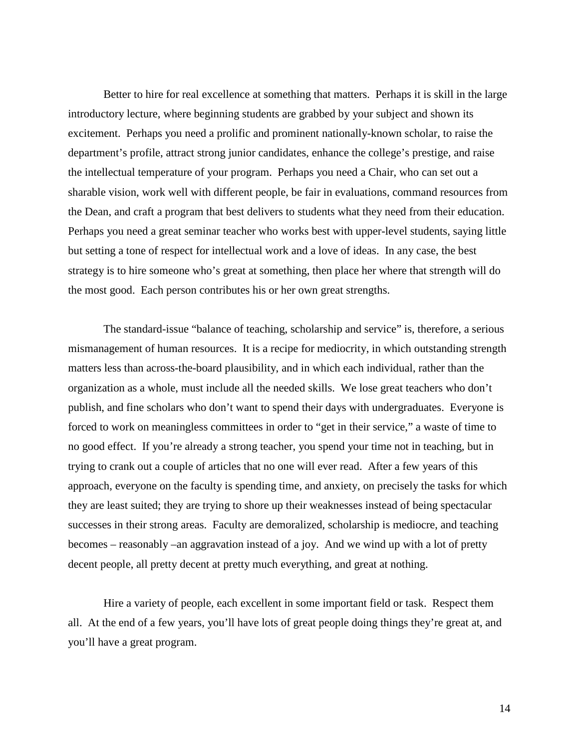Better to hire for real excellence at something that matters. Perhaps it is skill in the large introductory lecture, where beginning students are grabbed by your subject and shown its excitement. Perhaps you need a prolific and prominent nationally-known scholar, to raise the department's profile, attract strong junior candidates, enhance the college's prestige, and raise the intellectual temperature of your program. Perhaps you need a Chair, who can set out a sharable vision, work well with different people, be fair in evaluations, command resources from the Dean, and craft a program that best delivers to students what they need from their education. Perhaps you need a great seminar teacher who works best with upper-level students, saying little but setting a tone of respect for intellectual work and a love of ideas. In any case, the best strategy is to hire someone who's great at something, then place her where that strength will do the most good. Each person contributes his or her own great strengths.

The standard-issue "balance of teaching, scholarship and service" is, therefore, a serious mismanagement of human resources. It is a recipe for mediocrity, in which outstanding strength matters less than across-the-board plausibility, and in which each individual, rather than the organization as a whole, must include all the needed skills. We lose great teachers who don't publish, and fine scholars who don't want to spend their days with undergraduates. Everyone is forced to work on meaningless committees in order to "get in their service," a waste of time to no good effect. If you're already a strong teacher, you spend your time not in teaching, but in trying to crank out a couple of articles that no one will ever read. After a few years of this approach, everyone on the faculty is spending time, and anxiety, on precisely the tasks for which they are least suited; they are trying to shore up their weaknesses instead of being spectacular successes in their strong areas. Faculty are demoralized, scholarship is mediocre, and teaching becomes – reasonably –an aggravation instead of a joy. And we wind up with a lot of pretty decent people, all pretty decent at pretty much everything, and great at nothing.

Hire a variety of people, each excellent in some important field or task. Respect them all. At the end of a few years, you'll have lots of great people doing things they're great at, and you'll have a great program.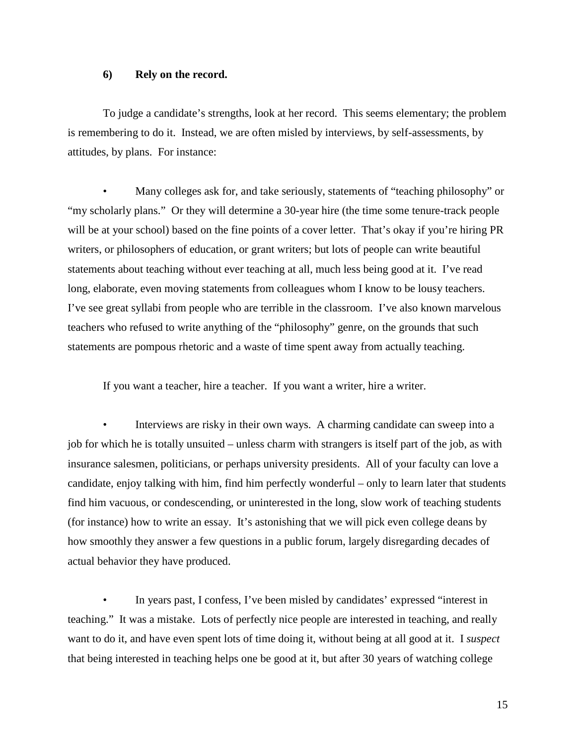**6) Rely on the record.**

To judge a candidate's strengths, look at her record. This seems elementary; the problem is remembering to do it. Instead, we are often misled by interviews, by self-assessments, by attitudes, by plans. For instance:

- Many colleges ask for, and take seriously, statements of "teaching philosophy" or "my scholarly plans." Or they will determine a 30-year hire (the time some tenure-track people will be at your school) based on the fine points of a cover letter. That's okay if you're hiring PR writers, or philosophers of education, or grant writers; but lots of people can write beautiful statements about teaching without ever teaching at all, much less being good at it. I've read long, elaborate, even moving statements from colleagues whom I know to be lousy teachers. I've see great syllabi from people who are terrible in the classroom. I've also known marvelous teachers who refused to write anything of the "philosophy" genre, on the grounds that such statements are pompous rhetoric and a waste of time spent away from actually teaching.

If you want a teacher, hire a teacher. If you want a writer, hire a writer.

- Interviews are risky in their own ways. A charming candidate can sweep into a job for which he is totally unsuited – unless charm with strangers is itself part of the job, as with insurance salesmen, politicians, or perhaps university presidents. All of your faculty can love a candidate, enjoy talking with him, find him perfectly wonderful – only to learn later that students find him vacuous, or condescending, or uninterested in the long, slow work of teaching students (for instance) how to write an essay. It's astonishing that we will pick even college deans by how smoothly they answer a few questions in a public forum, largely disregarding decades of actual behavior they have produced.

- In years past, I confess, I've been misled by candidates' expressed "interest in teaching." It was a mistake. Lots of perfectly nice people are interested in teaching, and really want to do it, and have even spent lots of time doing it, without being at all good at it. I *suspect* that being interested in teaching helps one be good at it, but after 30 years of watching college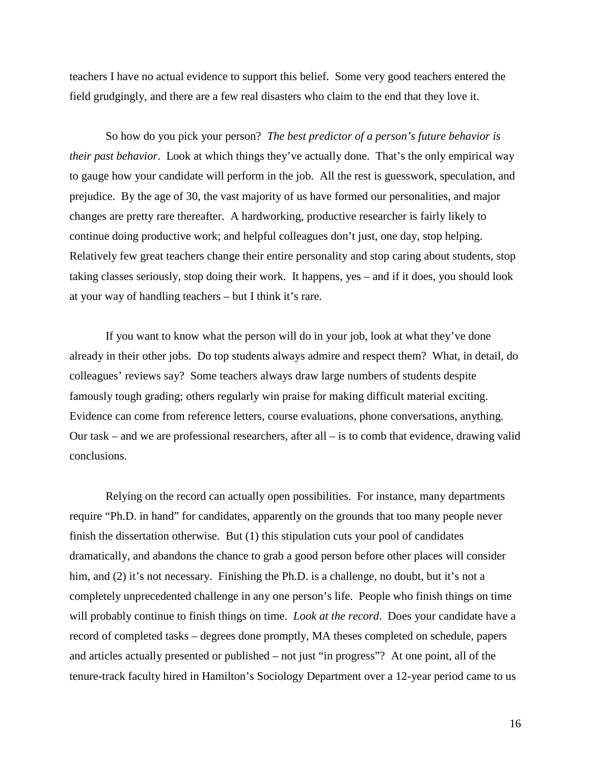teachers I have no actual evidence to support this belief. Some very good teachers entered the field grudgingly, and there are a few real disasters who claim to the end that they love it.

So how do you pick your person? *The best predictor of a person's future behavior is their past behavior*. Look at which things they've actually done. That's the only empirical way to gauge how your candidate will perform in the job. All the rest is guesswork, speculation, and prejudice. By the age of 30, the vast majority of us have formed our personalities, and major changes are pretty rare thereafter. A hardworking, productive researcher is fairly likely to continue doing productive work; and helpful colleagues don't just, one day, stop helping. Relatively few great teachers change their entire personality and stop caring about students, stop taking classes seriously, stop doing their work. It happens, yes – and if it does, you should look at your way of handling teachers – but I think it's rare.

If you want to know what the person will do in your job, look at what they've done already in their other jobs. Do top students always admire and respect them? What, in detail, do colleagues' reviews say? Some teachers always draw large numbers of students despite famously tough grading; others regularly win praise for making difficult material exciting. Evidence can come from reference letters, course evaluations, phone conversations, anything. Our task – and we are professional researchers, after all – is to comb that evidence, drawing valid conclusions.

Relying on the record can actually open possibilities. For instance, many departments require "Ph.D. in hand" for candidates, apparently on the grounds that too many people never finish the dissertation otherwise. But (1) this stipulation cuts your pool of candidates dramatically, and abandons the chance to grab a good person before other places will consider him, and (2) it's not necessary. Finishing the Ph.D. is a challenge, no doubt, but it's not a completely unprecedented challenge in any one person's life. People who finish things on time will probably continue to finish things on time. *Look at the record*. Does your candidate have a record of completed tasks – degrees done promptly, MA theses completed on schedule, papers and articles actually presented or published – not just "in progress"? At one point, all of the tenure-track faculty hired in Hamilton's Sociology Department over a 12-year period came to us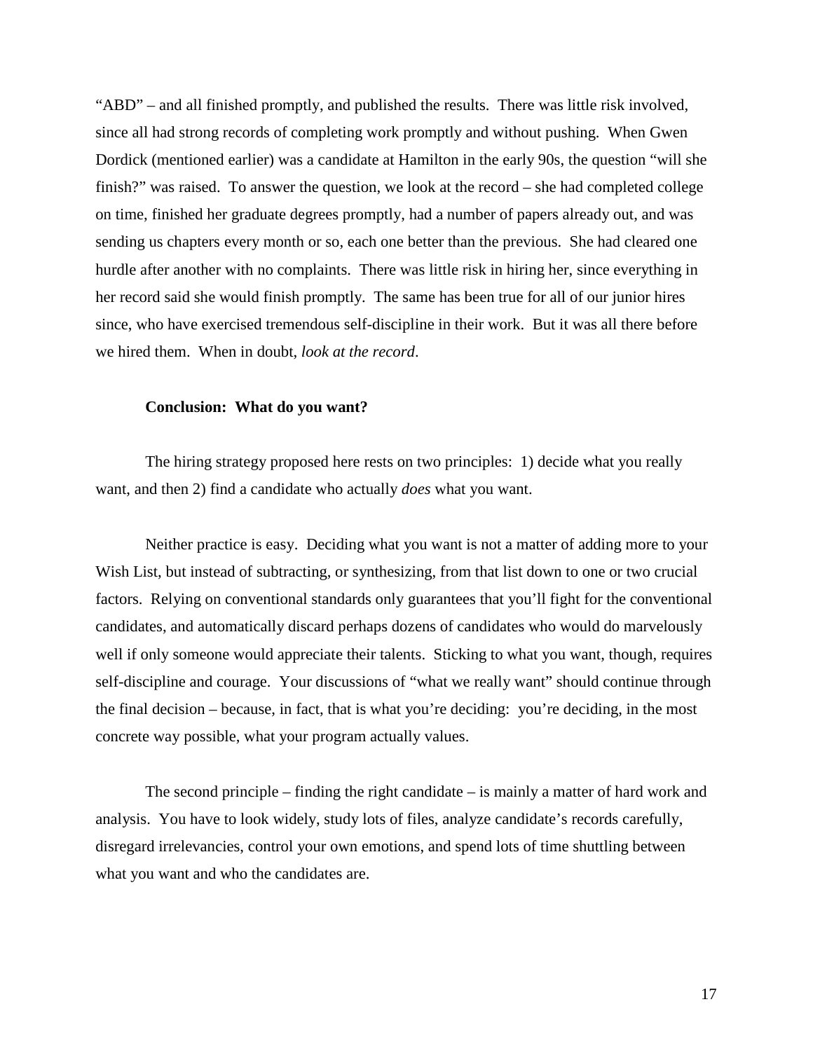"ABD" – and all finished promptly, and published the results. There was little risk involved, since all had strong records of completing work promptly and without pushing. When Gwen Dordick (mentioned earlier) was a candidate at Hamilton in the early 90s, the question "will she finish?" was raised. To answer the question, we look at the record – she had completed college on time, finished her graduate degrees promptly, had a number of papers already out, and was sending us chapters every month or so, each one better than the previous. She had cleared one hurdle after another with no complaints. There was little risk in hiring her, since everything in her record said she would finish promptly. The same has been true for all of our junior hires since, who have exercised tremendous self-discipline in their work. But it was all there before we hired them. When in doubt, *look at the record*.

**Conclusion: What do you want?**

The hiring strategy proposed here rests on two principles: 1) decide what you really want, and then 2) find a candidate who actually *does* what you want.

Neither practice is easy. Deciding what you want is not a matter of adding more to your Wish List, but instead of subtracting, or synthesizing, from that list down to one or two crucial factors. Relying on conventional standards only guarantees that you'll fight for the conventional candidates, and automatically discard perhaps dozens of candidates who would do marvelously well if only someone would appreciate their talents. Sticking to what you want, though, requires self-discipline and courage. Your discussions of "what we really want" should continue through the final decision – because, in fact, that is what you're deciding: you're deciding, in the most concrete way possible, what your program actually values.

The second principle – finding the right candidate – is mainly a matter of hard work and analysis. You have to look widely, study lots of files, analyze candidate's records carefully, disregard irrelevancies, control your own emotions, and spend lots of time shuttling between what you want and who the candidates are.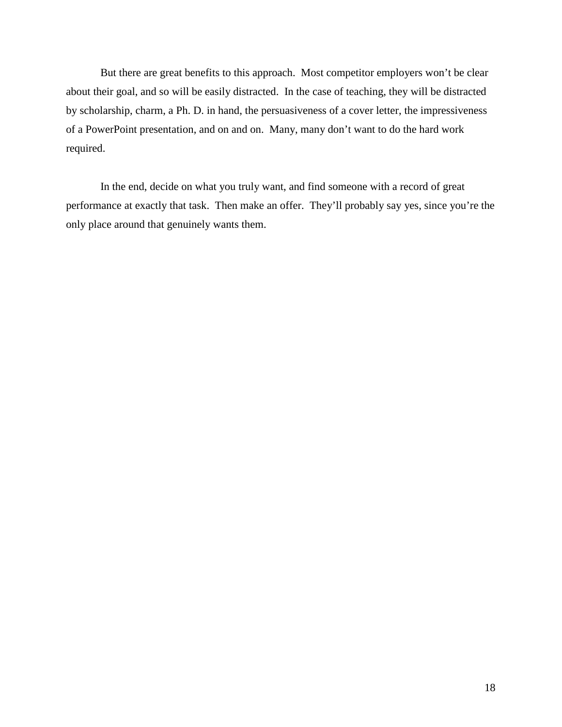But there are great benefits to this approach. Most competitor employers won't be clear about their goal, and so will be easily distracted. In the case of teaching, they will be distracted by scholarship, charm, a Ph. D. in hand, the persuasiveness of a cover letter, the impressiveness of a PowerPoint presentation, and on and on. Many, many don't want to do the hard work required.

In the end, decide on what you truly want, and find someone with a record of great performance at exactly that task. Then make an offer. They'll probably say yes, since you're the only place around that genuinely wants them.